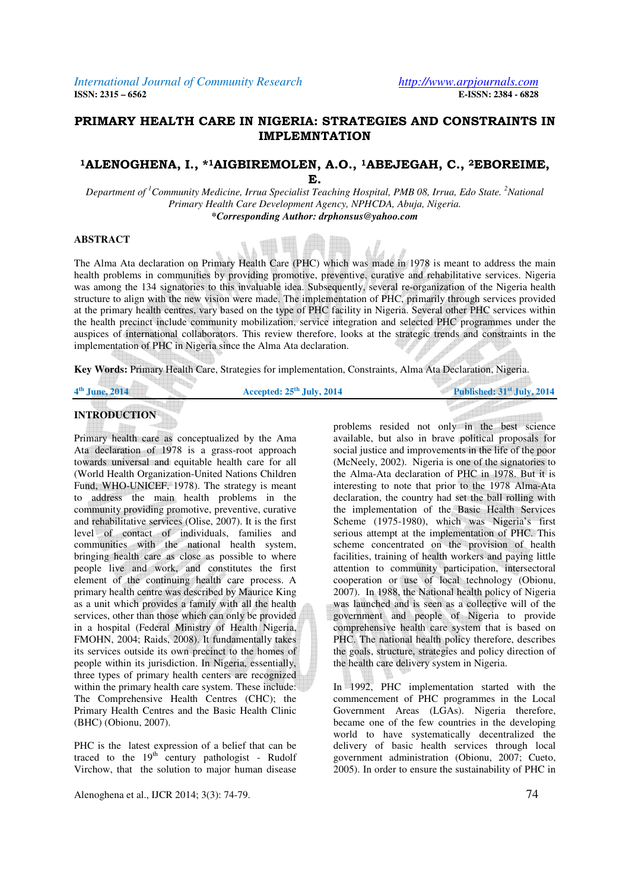# PRIMARY HEALTH CARE IN NIGERIA: STRATEGIES AND CONSTRAINTS IN IMPLEMNTATION

**[1]ALENOGHENA, I., *[1]AIGBIREMOLEN, A.O., [1]ABEJEGAH, C., [2]EBOREIME, E.**

*Department of [1]Community Medicine, Irrua Specialist Teaching Hospital, PMB 08, Irrua, Edo State. [2]National Primary Health Care Development Agency, NPHCDA, Abuja, Nigeria.*
***Corresponding Author: drphonsus@yahoo.com**

## ABSTRACT

The Alma Ata declaration on Primary Health Care (PHC) which was made in 1978 is meant to address the main health problems in communities by providing promotive, preventive, curative and rehabilitative services. Nigeria was among the 134 signatories to this invaluable idea. Subsequently, several re-organization of the Nigeria health structure to align with the new vision were made. The implementation of PHC, primarily through services provided at the primary health centres, vary based on the type of PHC facility in Nigeria. Several other PHC services within the health precinct include community mobilization, service integration and selected PHC programmes under the auspices of international collaborators. This review therefore, looks at the strategic trends and constraints in the implementation of PHC in Nigeria since the Alma Ata declaration.

**Key Words:** Primary Health Care, Strategies for implementation, Constraints, Alma Ata Declaration, Nigeria.

4th June, 2014 | Accepted: 25th July, 2014 | Published: 31st July, 2014

## INTRODUCTION

Primary health care as conceptualized by the Ama Ata declaration of 1978 is a grass-root approach towards universal and equitable health care for all (World Health Organization-United Nations Children Fund, WHO-UNICEF, 1978). The strategy is meant to address the main health problems in the community providing promotive, preventive, curative and rehabilitative services (Olise, 2007). It is the first level of contact of individuals, families and communities with the national health system, bringing health care as close as possible to where people live and work, and constitutes the first element of the continuing health care process. A primary health centre was described by Maurice King as a unit which provides a family with all the health services, other than those which can only be provided in a hospital (Federal Ministry of Health Nigeria, FMOHN, 2004; Raids, 2008). It fundamentally takes its services outside its own precinct to the homes of people within its jurisdiction. In Nigeria, essentially, three types of primary health centers are recognized within the primary health care system. These include: The Comprehensive Health Centres (CHC); the Primary Health Centres and the Basic Health Clinic (BHC) (Obionu, 2007).

PHC is the latest expression of a belief that can be traced to the 19th century pathologist - Rudolf Virchow, that the solution to major human disease problems resided not only in the best science available, but also in brave political proposals for social justice and improvements in the life of the poor (McNeely, 2002). Nigeria is one of the signatories to the Alma-Ata declaration of PHC in 1978. But it is interesting to note that prior to the 1978 Alma-Ata declaration, the country had set the ball rolling with the implementation of the Basic Health Services Scheme (1975-1980), which was Nigeria's first serious attempt at the implementation of PHC. This scheme concentrated on the provision of health facilities, training of health workers and paying little attention to community participation, intersectoral cooperation or use of local technology (Obionu, 2007). In 1988, the National health policy of Nigeria was launched and is seen as a collective will of the government and people of Nigeria to provide comprehensive health care system that is based on PHC. The national health policy therefore, describes the goals, structure, strategies and policy direction of the health care delivery system in Nigeria.

In 1992, PHC implementation started with the commencement of PHC programmes in the Local Government Areas (LGAs). Nigeria therefore, became one of the few countries in the developing world to have systematically decentralized the delivery of basic health services through local government administration (Obionu, 2007; Cueto, 2005). In order to ensure the sustainability of PHC in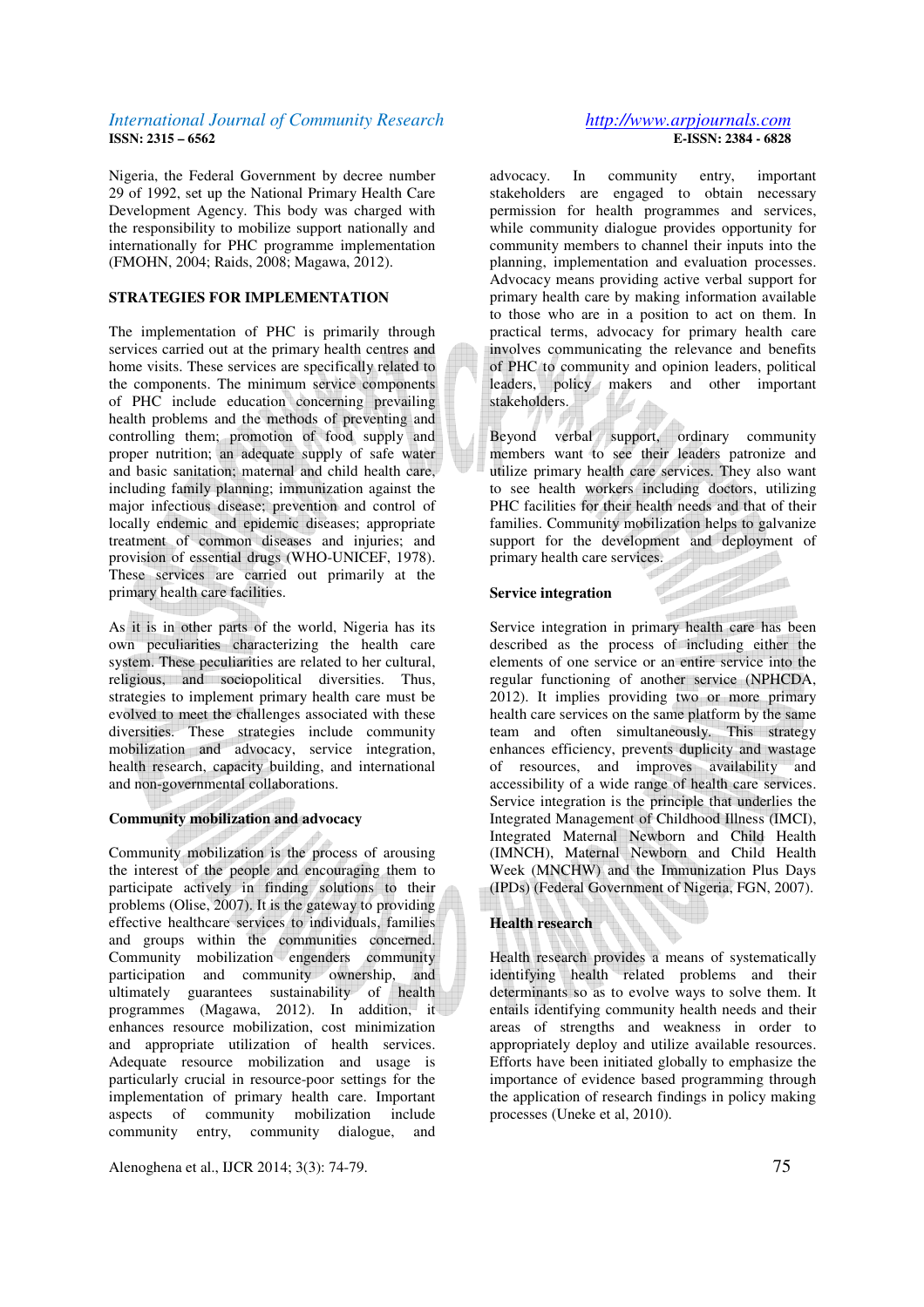Nigeria, the Federal Government by decree number 29 of 1992, set up the National Primary Health Care Development Agency. This body was charged with the responsibility to mobilize support nationally and internationally for PHC programme implementation (FMOHN, 2004; Raids, 2008; Magawa, 2012).

## STRATEGIES FOR IMPLEMENTATION

The implementation of PHC is primarily through services carried out at the primary health centres and home visits. These services are specifically related to the components. The minimum service components of PHC include education concerning prevailing health problems and the methods of preventing and controlling them; promotion of food supply and proper nutrition; an adequate supply of safe water and basic sanitation; maternal and child health care, including family planning; immunization against the major infectious disease; prevention and control of locally endemic and epidemic diseases; appropriate treatment of common diseases and injuries; and provision of essential drugs (WHO-UNICEF, 1978). These services are carried out primarily at the primary health care facilities.

As it is in other parts of the world, Nigeria has its own peculiarities characterizing the health care system. These peculiarities are related to her cultural, religious, and sociopolitical diversities. Thus, strategies to implement primary health care must be evolved to meet the challenges associated with these diversities. These strategies include community mobilization and advocacy, service integration, health research, capacity building, and international and non-governmental collaborations.

### Community mobilization and advocacy

Community mobilization is the process of arousing the interest of the people and encouraging them to participate actively in finding solutions to their problems (Olise, 2007). It is the gateway to providing effective healthcare services to individuals, families and groups within the communities concerned. Community mobilization engenders community participation and community ownership, and ultimately guarantees sustainability of health programmes (Magawa, 2012). In addition, it enhances resource mobilization, cost minimization and appropriate utilization of health services. Adequate resource mobilization and usage is particularly crucial in resource-poor settings for the implementation of primary health care. Important aspects of community mobilization include community entry, community dialogue, and advocacy. In community entry, important stakeholders are engaged to obtain necessary permission for health programmes and services, while community dialogue provides opportunity for community members to channel their inputs into the planning, implementation and evaluation processes. Advocacy means providing active verbal support for primary health care by making information available to those who are in a position to act on them. In practical terms, advocacy for primary health care involves communicating the relevance and benefits of PHC to community and opinion leaders, political leaders, policy makers and other important stakeholders.

Beyond verbal support, ordinary community members want to see their leaders patronize and utilize primary health care services. They also want to see health workers including doctors, utilizing PHC facilities for their health needs and that of their families. Community mobilization helps to galvanize support for the development and deployment of primary health care services.

### Service integration

Service integration in primary health care has been described as the process of including either the elements of one service or an entire service into the regular functioning of another service (NPHCDA, 2012). It implies providing two or more primary health care services on the same platform by the same team and often simultaneously. This strategy enhances efficiency, prevents duplicity and wastage of resources, and improves availability and accessibility of a wide range of health care services. Service integration is the principle that underlies the Integrated Management of Childhood Illness (IMCI), Integrated Maternal Newborn and Child Health (IMNCH), Maternal Newborn and Child Health Week (MNCHW) and the Immunization Plus Days (IPDs) (Federal Government of Nigeria, FGN, 2007).

### Health research

Health research provides a means of systematically identifying health related problems and their determinants so as to evolve ways to solve them. It entails identifying community health needs and their areas of strengths and weakness in order to appropriately deploy and utilize available resources. Efforts have been initiated globally to emphasize the importance of evidence based programming through the application of research findings in policy making processes (Uneke et al, 2010).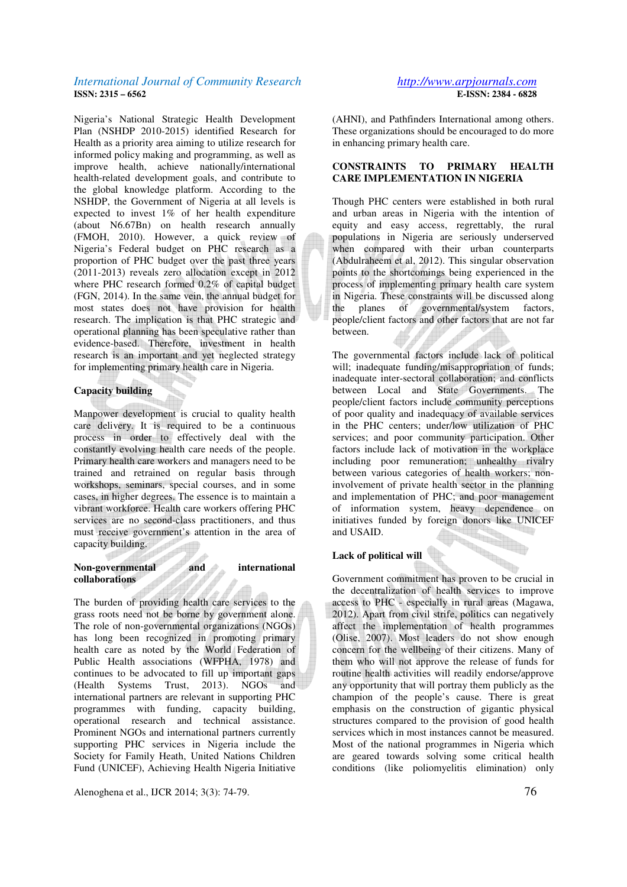Nigeria's National Strategic Health Development Plan (NSHDP 2010-2015) identified Research for Health as a priority area aiming to utilize research for informed policy making and programming, as well as improve health, achieve nationally/international health-related development goals, and contribute to the global knowledge platform. According to the NSHDP, the Government of Nigeria at all levels is expected to invest 1% of her health expenditure (about N6.67Bn) on health research annually (FMOH, 2010). However, a quick review of Nigeria's Federal budget on PHC research as a proportion of PHC budget over the past three years (2011-2013) reveals zero allocation except in 2012 where PHC research formed 0.2% of capital budget (FGN, 2014). In the same vein, the annual budget for most states does not have provision for health research. The implication is that PHC strategic and operational planning has been speculative rather than evidence-based. Therefore, investment in health research is an important and yet neglected strategy for implementing primary health care in Nigeria.

**Capacity building**

Manpower development is crucial to quality health care delivery. It is required to be a continuous process in order to effectively deal with the constantly evolving health care needs of the people. Primary health care workers and managers need to be trained and retrained on regular basis through workshops, seminars, special courses, and in some cases, in higher degrees. The essence is to maintain a vibrant workforce. Health care workers offering PHC services are no second-class practitioners, and thus must receive government's attention in the area of capacity building.

**Non-governmental and international collaborations**

The burden of providing health care services to the grass roots need not be borne by government alone. The role of non-governmental organizations (NGOs) has long been recognized in promoting primary health care as noted by the World Federation of Public Health associations (WFPHA, 1978) and continues to be advocated to fill up important gaps (Health Systems Trust, 2013). NGOs and international partners are relevant in supporting PHC programmes with funding, capacity building, operational research and technical assistance. Prominent NGOs and international partners currently supporting PHC services in Nigeria include the Society for Family Heath, United Nations Children Fund (UNICEF), Achieving Health Nigeria Initiative (AHNI), and Pathfinders International among others. These organizations should be encouraged to do more in enhancing primary health care.

## CONSTRAINTS TO PRIMARY HEALTH CARE IMPLEMENTATION IN NIGERIA

Though PHC centers were established in both rural and urban areas in Nigeria with the intention of equity and easy access, regrettably, the rural populations in Nigeria are seriously underserved when compared with their urban counterparts (Abdulraheem et al, 2012). This singular observation points to the shortcomings being experienced in the process of implementing primary health care system in Nigeria. These constraints will be discussed along the planes of governmental/system factors, people/client factors and other factors that are not far between.

The governmental factors include lack of political will; inadequate funding/misappropriation of funds; inadequate inter-sectoral collaboration; and conflicts between Local and State Governments. The people/client factors include community perceptions of poor quality and inadequacy of available services in the PHC centers; under/low utilization of PHC services; and poor community participation. Other factors include lack of motivation in the workplace including poor remuneration; unhealthy rivalry between various categories of health workers; non-involvement of private health sector in the planning and implementation of PHC; and poor management of information system, heavy dependence on initiatives funded by foreign donors like UNICEF and USAID.

**Lack of political will**

Government commitment has proven to be crucial in the decentralization of health services to improve access to PHC - especially in rural areas (Magawa, 2012). Apart from civil strife, politics can negatively affect the implementation of health programmes (Olise, 2007). Most leaders do not show enough concern for the wellbeing of their citizens. Many of them who will not approve the release of funds for routine health activities will readily endorse/approve any opportunity that will portray them publicly as the champion of the people's cause. There is great emphasis on the construction of gigantic physical structures compared to the provision of good health services which in most instances cannot be measured. Most of the national programmes in Nigeria which are geared towards solving some critical health conditions (like poliomyelitis elimination) only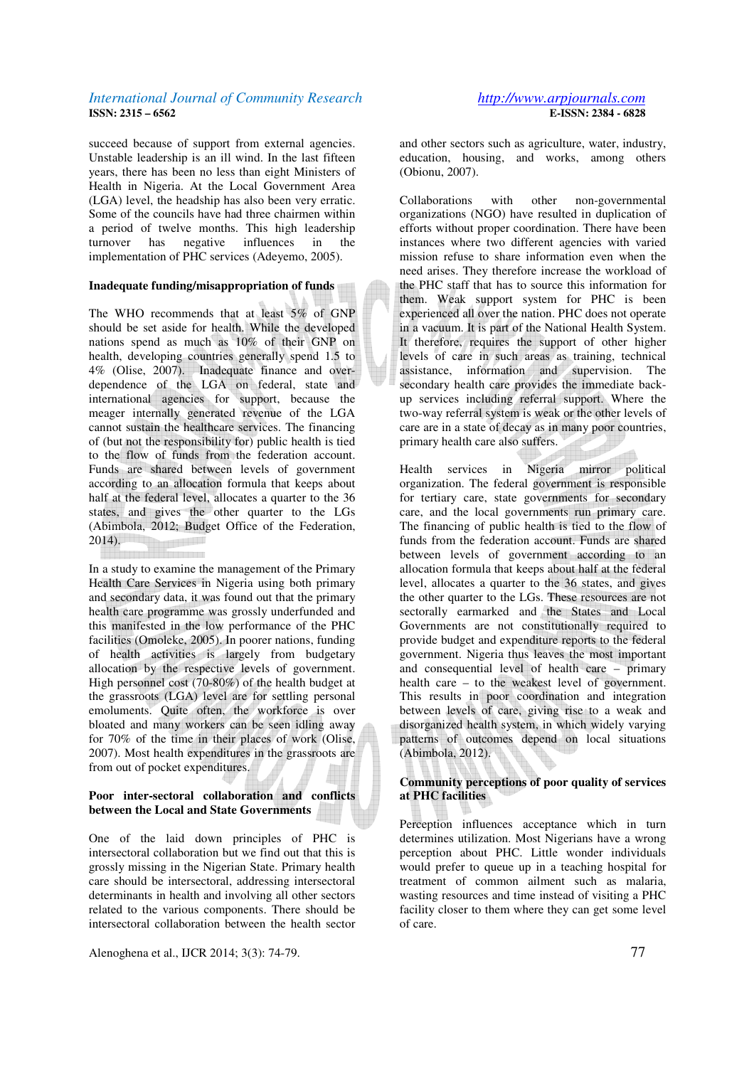succeed because of support from external agencies. Unstable leadership is an ill wind. In the last fifteen years, there has been no less than eight Ministers of Health in Nigeria. At the Local Government Area (LGA) level, the headship has also been very erratic. Some of the councils have had three chairmen within a period of twelve months. This high leadership turnover has negative influences in the implementation of PHC services (Adeyemo, 2005).

**Inadequate funding/misappropriation of funds**

The WHO recommends that at least 5% of GNP should be set aside for health. While the developed nations spend as much as 10% of their GNP on health, developing countries generally spend 1.5 to 4% (Olise, 2007). Inadequate finance and over-dependence of the LGA on federal, state and international agencies for support, because the meager internally generated revenue of the LGA cannot sustain the healthcare services. The financing of (but not the responsibility for) public health is tied to the flow of funds from the federation account. Funds are shared between levels of government according to an allocation formula that keeps about half at the federal level, allocates a quarter to the 36 states, and gives the other quarter to the LGs (Abimbola, 2012; Budget Office of the Federation, 2014).

In a study to examine the management of the Primary Health Care Services in Nigeria using both primary and secondary data, it was found out that the primary health care programme was grossly underfunded and this manifested in the low performance of the PHC facilities (Omoleke, 2005). In poorer nations, funding of health activities is largely from budgetary allocation by the respective levels of government. High personnel cost (70-80%) of the health budget at the grassroots (LGA) level are for settling personal emoluments. Quite often, the workforce is over bloated and many workers can be seen idling away for 70% of the time in their places of work (Olise, 2007). Most health expenditures in the grassroots are from out of pocket expenditures.

**Poor inter-sectoral collaboration and conflicts between the Local and State Governments**

One of the laid down principles of PHC is intersectoral collaboration but we find out that this is grossly missing in the Nigerian State. Primary health care should be intersectoral, addressing intersectoral determinants in health and involving all other sectors related to the various components. There should be intersectoral collaboration between the health sector and other sectors such as agriculture, water, industry, education, housing, and works, among others (Obionu, 2007).

Collaborations with other non-governmental organizations (NGO) have resulted in duplication of efforts without proper coordination. There have been instances where two different agencies with varied mission refuse to share information even when the need arises. They therefore increase the workload of the PHC staff that has to source this information for them. Weak support system for PHC is been experienced all over the nation. PHC does not operate in a vacuum. It is part of the National Health System. It therefore, requires the support of other higher levels of care in such areas as training, technical assistance, information and supervision. The secondary health care provides the immediate back-up services including referral support. Where the two-way referral system is weak or the other levels of care are in a state of decay as in many poor countries, primary health care also suffers.

Health services in Nigeria mirror political organization. The federal government is responsible for tertiary care, state governments for secondary care, and the local governments run primary care. The financing of public health is tied to the flow of funds from the federation account. Funds are shared between levels of government according to an allocation formula that keeps about half at the federal level, allocates a quarter to the 36 states, and gives the other quarter to the LGs. These resources are not sectorally earmarked and the States and Local Governments are not constitutionally required to provide budget and expenditure reports to the federal government. Nigeria thus leaves the most important and consequential level of health care – primary health care – to the weakest level of government. This results in poor coordination and integration between levels of care, giving rise to a weak and disorganized health system, in which widely varying patterns of outcomes depend on local situations (Abimbola, 2012).

**Community perceptions of poor quality of services at PHC facilities**

Perception influences acceptance which in turn determines utilization. Most Nigerians have a wrong perception about PHC. Little wonder individuals would prefer to queue up in a teaching hospital for treatment of common ailment such as malaria, wasting resources and time instead of visiting a PHC facility closer to them where they can get some level of care.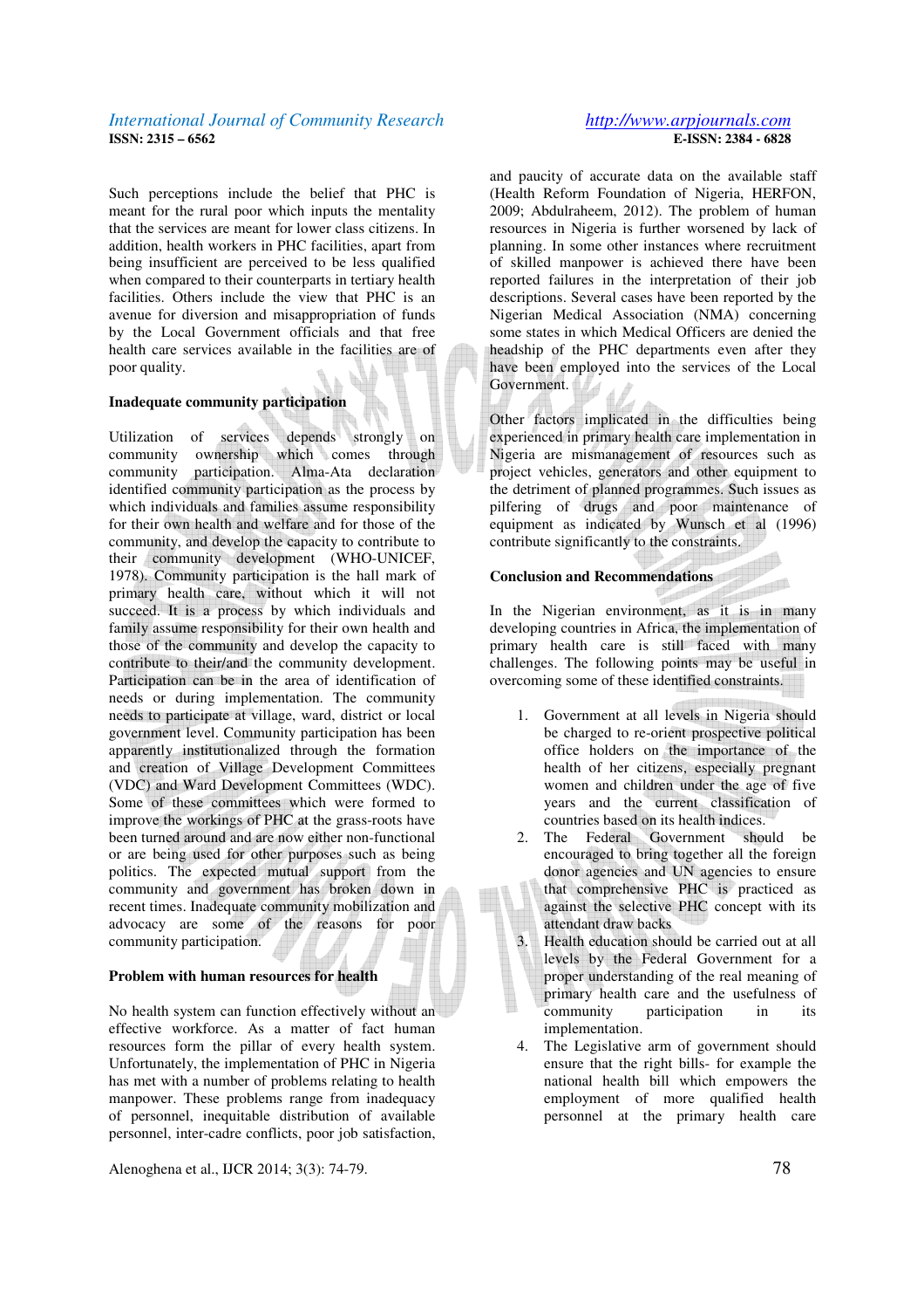Such perceptions include the belief that PHC is meant for the rural poor which inputs the mentality that the services are meant for lower class citizens. In addition, health workers in PHC facilities, apart from being insufficient are perceived to be less qualified when compared to their counterparts in tertiary health facilities. Others include the view that PHC is an avenue for diversion and misappropriation of funds by the Local Government officials and that free health care services available in the facilities are of poor quality.

**Inadequate community participation**

Utilization of services depends strongly on community ownership which comes through community participation. Alma-Ata declaration identified community participation as the process by which individuals and families assume responsibility for their own health and welfare and for those of the community, and develop the capacity to contribute to their community development (WHO-UNICEF, 1978). Community participation is the hall mark of primary health care, without which it will not succeed. It is a process by which individuals and family assume responsibility for their own health and those of the community and develop the capacity to contribute to their/and the community development. Participation can be in the area of identification of needs or during implementation. The community needs to participate at village, ward, district or local government level. Community participation has been apparently institutionalized through the formation and creation of Village Development Committees (VDC) and Ward Development Committees (WDC). Some of these committees which were formed to improve the workings of PHC at the grass-roots have been turned around and are now either non-functional or are being used for other purposes such as being politics. The expected mutual support from the community and government has broken down in recent times. Inadequate community mobilization and advocacy are some of the reasons for poor community participation.

**Problem with human resources for health**

No health system can function effectively without an effective workforce. As a matter of fact human resources form the pillar of every health system. Unfortunately, the implementation of PHC in Nigeria has met with a number of problems relating to health manpower. These problems range from inadequacy of personnel, inequitable distribution of available personnel, inter-cadre conflicts, poor job satisfaction, and paucity of accurate data on the available staff (Health Reform Foundation of Nigeria, HERFON, 2009; Abdulraheem, 2012). The problem of human resources in Nigeria is further worsened by lack of planning. In some other instances where recruitment of skilled manpower is achieved there have been reported failures in the interpretation of their job descriptions. Several cases have been reported by the Nigerian Medical Association (NMA) concerning some states in which Medical Officers are denied the headship of the PHC departments even after they have been employed into the services of the Local Government.

Other factors implicated in the difficulties being experienced in primary health care implementation in Nigeria are mismanagement of resources such as project vehicles, generators and other equipment to the detriment of planned programmes. Such issues as pilfering of drugs and poor maintenance of equipment as indicated by Wunsch et al (1996) contribute significantly to the constraints.

**Conclusion and Recommendations**

In the Nigerian environment, as it is in many developing countries in Africa, the implementation of primary health care is still faced with many challenges. The following points may be useful in overcoming some of these identified constraints.

1. Government at all levels in Nigeria should be charged to re-orient prospective political office holders on the importance of the health of her citizens, especially pregnant women and children under the age of five years and the current classification of countries based on its health indices.
2. The Federal Government should be encouraged to bring together all the foreign donor agencies and UN agencies to ensure that comprehensive PHC is practiced as against the selective PHC concept with its attendant draw backs
3. Health education should be carried out at all levels by the Federal Government for a proper understanding of the real meaning of primary health care and the usefulness of community participation in its implementation.
4. The Legislative arm of government should ensure that the right bills- for example the national health bill which empowers the employment of more qualified health personnel at the primary health care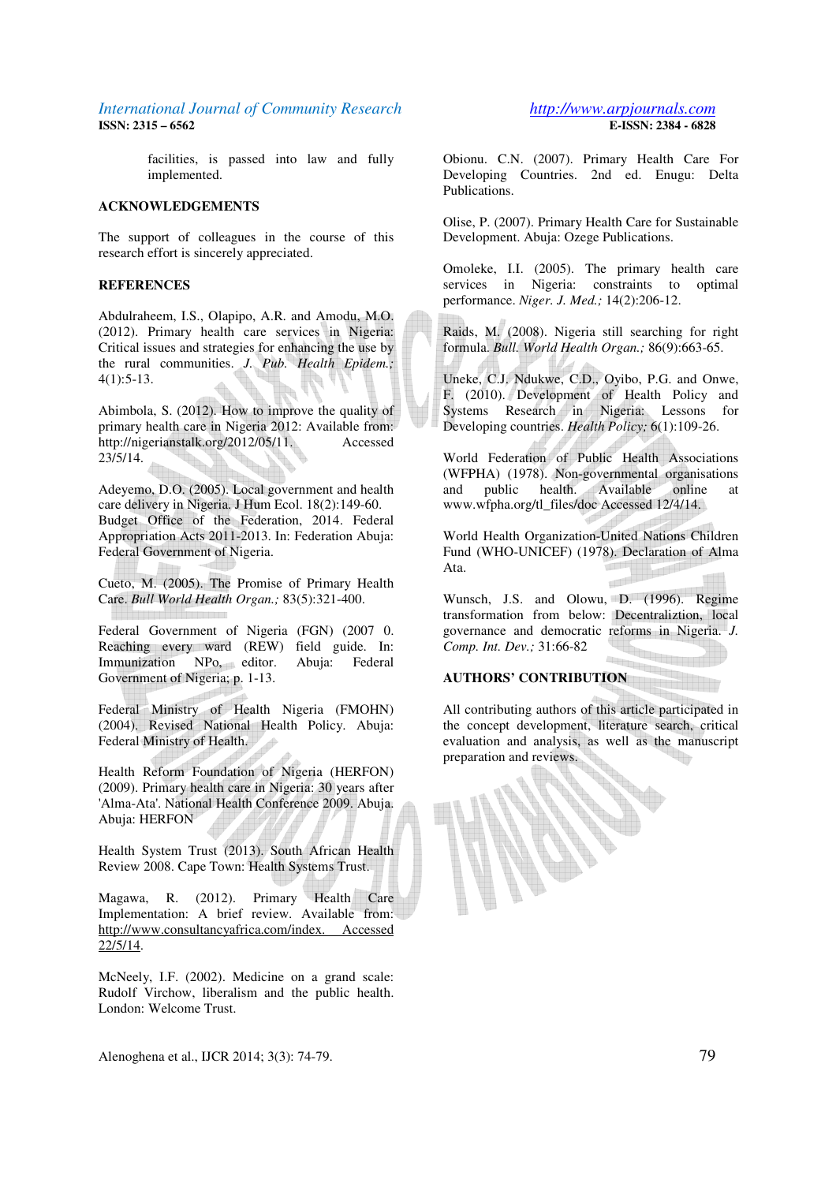facilities, is passed into law and fully implemented.

## ACKNOWLEDGEMENTS

The support of colleagues in the course of this research effort is sincerely appreciated.

## REFERENCES

Abdulraheem, I.S., Olapipo, A.R. and Amodu, M.O. (2012). Primary health care services in Nigeria: Critical issues and strategies for enhancing the use by the rural communities. *J. Pub. Health Epidem.;* 4(1):5-13.

Abimbola, S. (2012). How to improve the quality of primary health care in Nigeria 2012: Available from: http://nigerianstalk.org/2012/05/11. Accessed 23/5/14.

Adeyemo, D.O. (2005). Local government and health care delivery in Nigeria. J Hum Ecol. 18(2):149-60.

Budget Office of the Federation, 2014. Federal Appropriation Acts 2011-2013. In: Federation Abuja: Federal Government of Nigeria.

Cueto, M. (2005). The Promise of Primary Health Care. *Bull World Health Organ.;* 83(5):321-400.

Federal Government of Nigeria (FGN) (2007 0. Reaching every ward (REW) field guide. In: Immunization NPo, editor. Abuja: Federal Government of Nigeria; p. 1-13.

Federal Ministry of Health Nigeria (FMOHN) (2004). Revised National Health Policy. Abuja: Federal Ministry of Health.

Health Reform Foundation of Nigeria (HERFON) (2009). Primary health care in Nigeria: 30 years after 'Alma-Ata'. National Health Conference 2009. Abuja. Abuja: HERFON

Health System Trust (2013). South African Health Review 2008. Cape Town: Health Systems Trust.

Magawa, R. (2012). Primary Health Care Implementation: A brief review. Available from: http://www.consultancyafrica.com/index. Accessed 22/5/14.

McNeely, I.F. (2002). Medicine on a grand scale: Rudolf Virchow, liberalism and the public health. London: Welcome Trust.

Obionu. C.N. (2007). Primary Health Care For Developing Countries. 2nd ed. Enugu: Delta Publications.

Olise, P. (2007). Primary Health Care for Sustainable Development. Abuja: Ozege Publications.

Omoleke, I.I. (2005). The primary health care services in Nigeria: constraints to optimal performance. *Niger. J. Med.;* 14(2):206-12.

Raids, M. (2008). Nigeria still searching for right formula. *Bull. World Health Organ.;* 86(9):663-65.

Uneke, C.J. Ndukwe, C.D., Oyibo, P.G. and Onwe, F. (2010). Development of Health Policy and Systems Research in Nigeria: Lessons for Developing countries. *Health Policy;* 6(1):109-26.

World Federation of Public Health Associations (WFPHA) (1978). Non-governmental organisations and public health. Available online at www.wfpha.org/tl_files/doc Accessed 12/4/14.

World Health Organization-United Nations Children Fund (WHO-UNICEF) (1978). Declaration of Alma Ata.

Wunsch, J.S. and Olowu, D. (1996). Regime transformation from below: Decentraliztion, local governance and democratic reforms in Nigeria. *J. Comp. Int. Dev.;* 31:66-82

## AUTHORS' CONTRIBUTION

All contributing authors of this article participated in the concept development, literature search, critical evaluation and analysis, as well as the manuscript preparation and reviews.